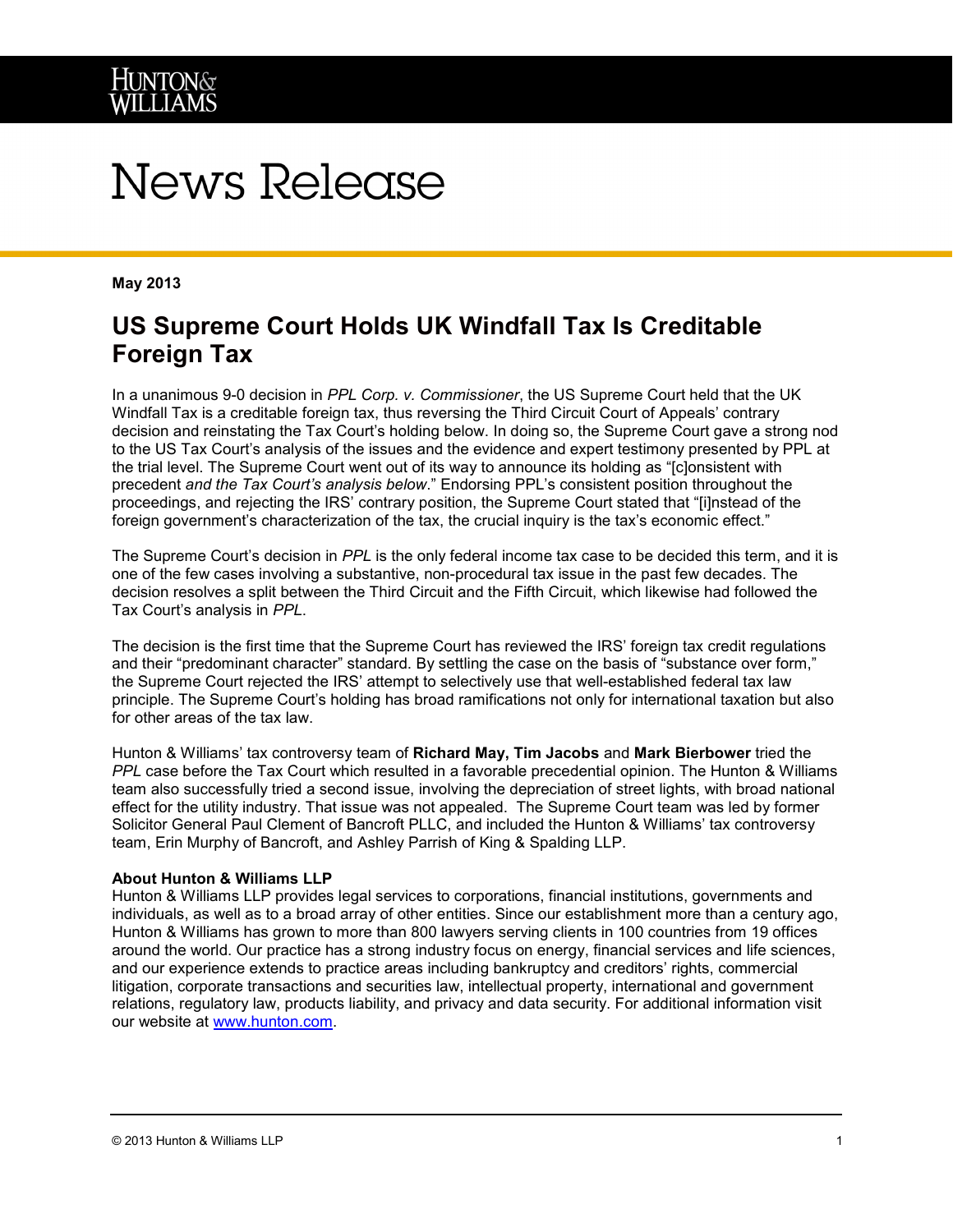HUNTON & WILLIAMS

# News Release

**May 2013**

## US Supreme Court Holds UK Windfall Tax Is Creditable Foreign Tax

In a unanimous 9-0 decision in *PPL Corp. v. Commissioner*, the US Supreme Court held that the UK Windfall Tax is a creditable foreign tax, thus reversing the Third Circuit Court of Appeals' contrary decision and reinstating the Tax Court's holding below. In doing so, the Supreme Court gave a strong nod to the US Tax Court's analysis of the issues and the evidence and expert testimony presented by PPL at the trial level. The Supreme Court went out of its way to announce its holding as "[c]onsistent with precedent *and the Tax Court's analysis below*." Endorsing PPL's consistent position throughout the proceedings, and rejecting the IRS' contrary position, the Supreme Court stated that "[i]nstead of the foreign government's characterization of the tax, the crucial inquiry is the tax's economic effect."

The Supreme Court's decision in *PPL* is the only federal income tax case to be decided this term, and it is one of the few cases involving a substantive, non-procedural tax issue in the past few decades. The decision resolves a split between the Third Circuit and the Fifth Circuit, which likewise had followed the Tax Court's analysis in *PPL*.

The decision is the first time that the Supreme Court has reviewed the IRS' foreign tax credit regulations and their "predominant character" standard. By settling the case on the basis of "substance over form," the Supreme Court rejected the IRS' attempt to selectively use that well-established federal tax law principle. The Supreme Court's holding has broad ramifications not only for international taxation but also for other areas of the tax law.

Hunton & Williams' tax controversy team of **Richard May, Tim Jacobs** and **Mark Bierbower** tried the *PPL* case before the Tax Court which resulted in a favorable precedential opinion. The Hunton & Williams team also successfully tried a second issue, involving the depreciation of street lights, with broad national effect for the utility industry. That issue was not appealed. The Supreme Court team was led by former Solicitor General Paul Clement of Bancroft PLLC, and included the Hunton & Williams' tax controversy team, Erin Murphy of Bancroft, and Ashley Parrish of King & Spalding LLP.

**About Hunton & Williams LLP**
Hunton & Williams LLP provides legal services to corporations, financial institutions, governments and individuals, as well as to a broad array of other entities. Since our establishment more than a century ago, Hunton & Williams has grown to more than 800 lawyers serving clients in 100 countries from 19 offices around the world. Our practice has a strong industry focus on energy, financial services and life sciences, and our experience extends to practice areas including bankruptcy and creditors' rights, commercial litigation, corporate transactions and securities law, intellectual property, international and government relations, regulatory law, products liability, and privacy and data security. For additional information visit our website at [www.hunton.com](http://www.hunton.com).

© 2013 Hunton & Williams LLP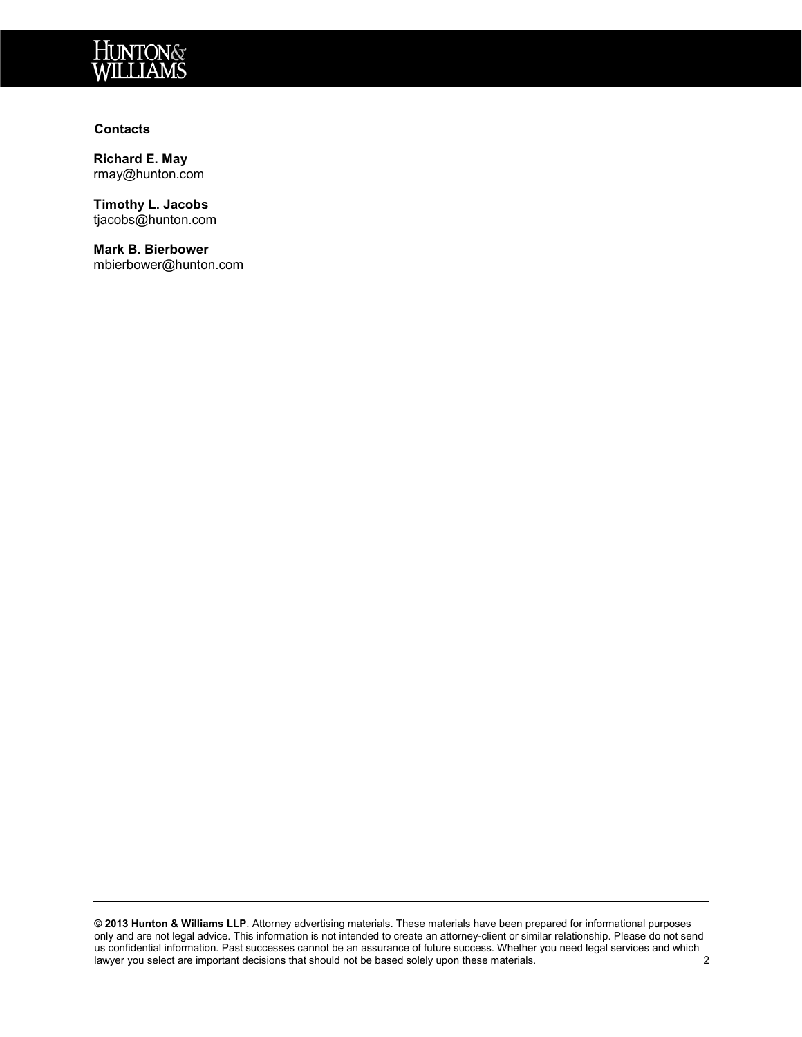**Contacts**

**Richard E. May**
rmay@hunton.com

**Timothy L. Jacobs**
tjacobs@hunton.com

**Mark B. Bierbower**
mbierbower@hunton.com

**© 2013 Hunton & Williams LLP**. Attorney advertising materials. These materials have been prepared for informational purposes only and are not legal advice. This information is not intended to create an attorney-client or similar relationship. Please do not send us confidential information. Past successes cannot be an assurance of future success. Whether you need legal services and which lawyer you select are important decisions that should not be based solely upon these materials.